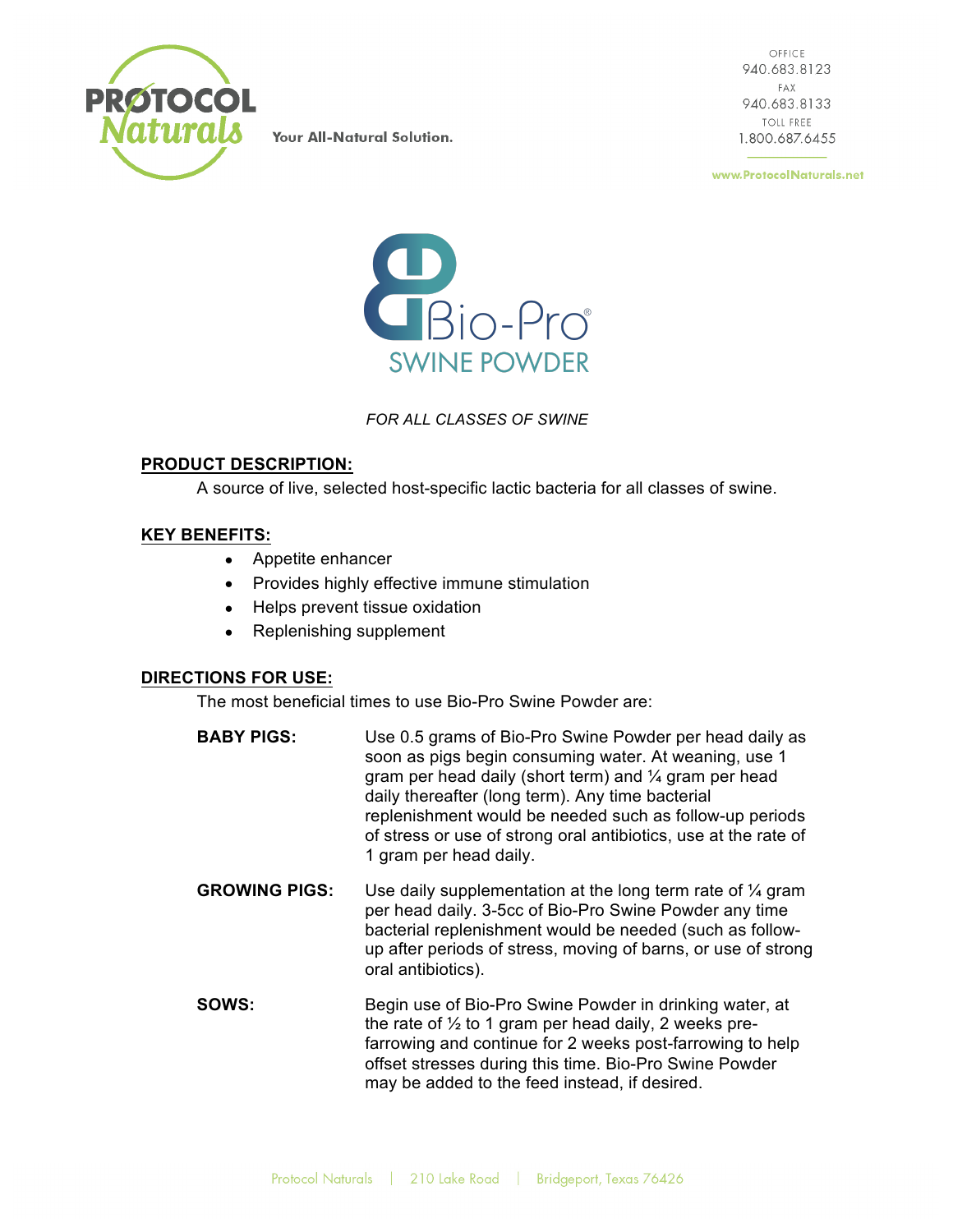PROTOCOL Naturals

Your All-Natural Solution.

OFFICE
940.683.8123
FAX
940.683.8133
TOLL FREE
1.800.687.6455

www.ProtocolNaturals.net

# Bio-Pro®
## SWINE POWDER

*FOR ALL CLASSES OF SWINE*

**PRODUCT DESCRIPTION:**

A source of live, selected host-specific lactic bacteria for all classes of swine.

**KEY BENEFITS:**

- Appetite enhancer
- Provides highly effective immune stimulation
- Helps prevent tissue oxidation
- Replenishing supplement

**DIRECTIONS FOR USE:**

The most beneficial times to use Bio-Pro Swine Powder are:

**BABY PIGS:** Use 0.5 grams of Bio-Pro Swine Powder per head daily as soon as pigs begin consuming water. At weaning, use 1 gram per head daily (short term) and ¼ gram per head daily thereafter (long term). Any time bacterial replenishment would be needed such as follow-up periods of stress or use of strong oral antibiotics, use at the rate of 1 gram per head daily.

**GROWING PIGS:** Use daily supplementation at the long term rate of ¼ gram per head daily. 3-5cc of Bio-Pro Swine Powder any time bacterial replenishment would be needed (such as follow-up after periods of stress, moving of barns, or use of strong oral antibiotics).

**SOWS:** Begin use of Bio-Pro Swine Powder in drinking water, at the rate of ½ to 1 gram per head daily, 2 weeks pre-farrowing and continue for 2 weeks post-farrowing to help offset stresses during this time. Bio-Pro Swine Powder may be added to the feed instead, if desired.

Protocol Naturals | 210 Lake Road | Bridgeport, Texas 76426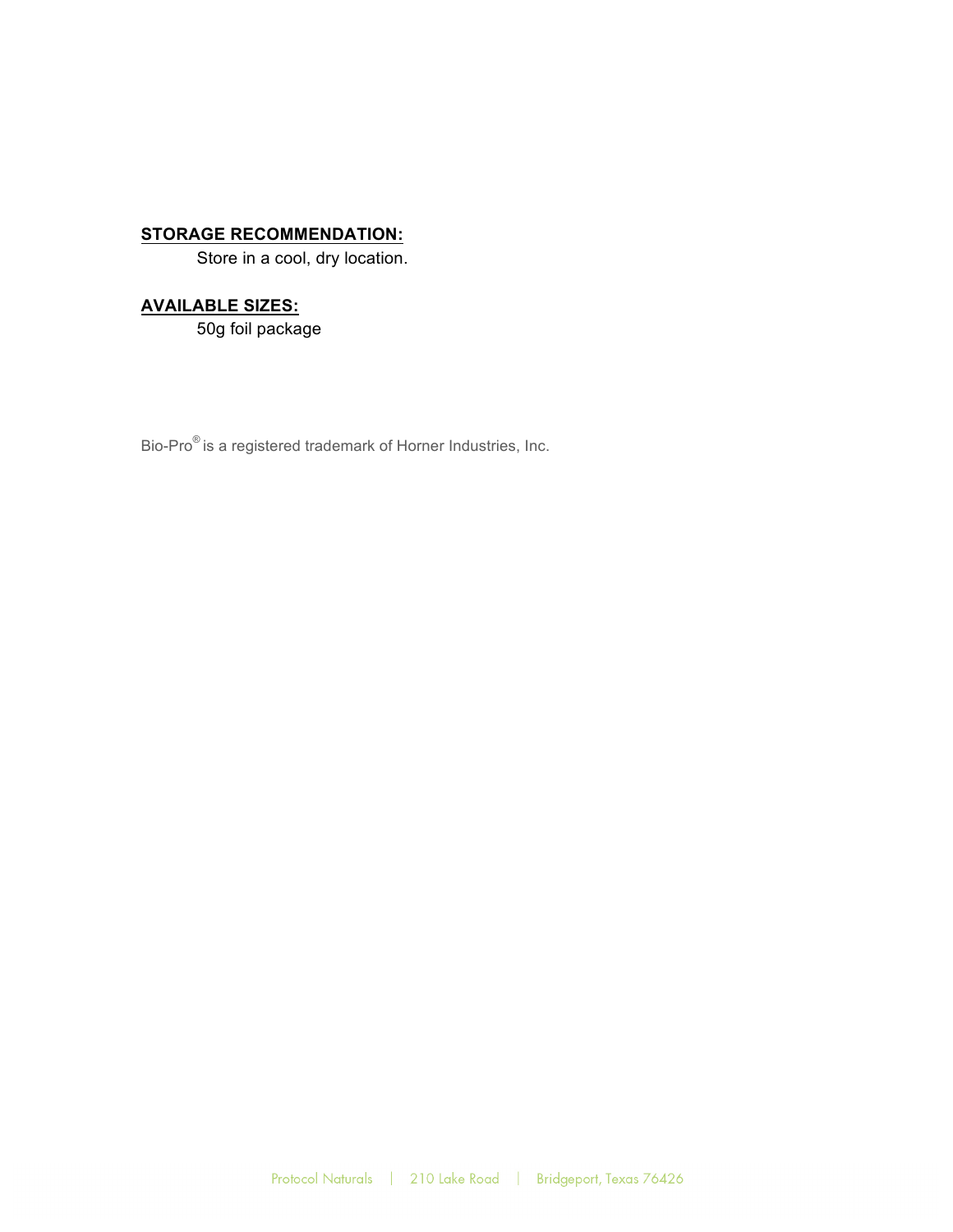**STORAGE RECOMMENDATION:**

Store in a cool, dry location.

**AVAILABLE SIZES:**

50g foil package

Bio-Pro® is a registered trademark of Horner Industries, Inc.

Protocol Naturals | 210 Lake Road | Bridgeport, Texas 76426